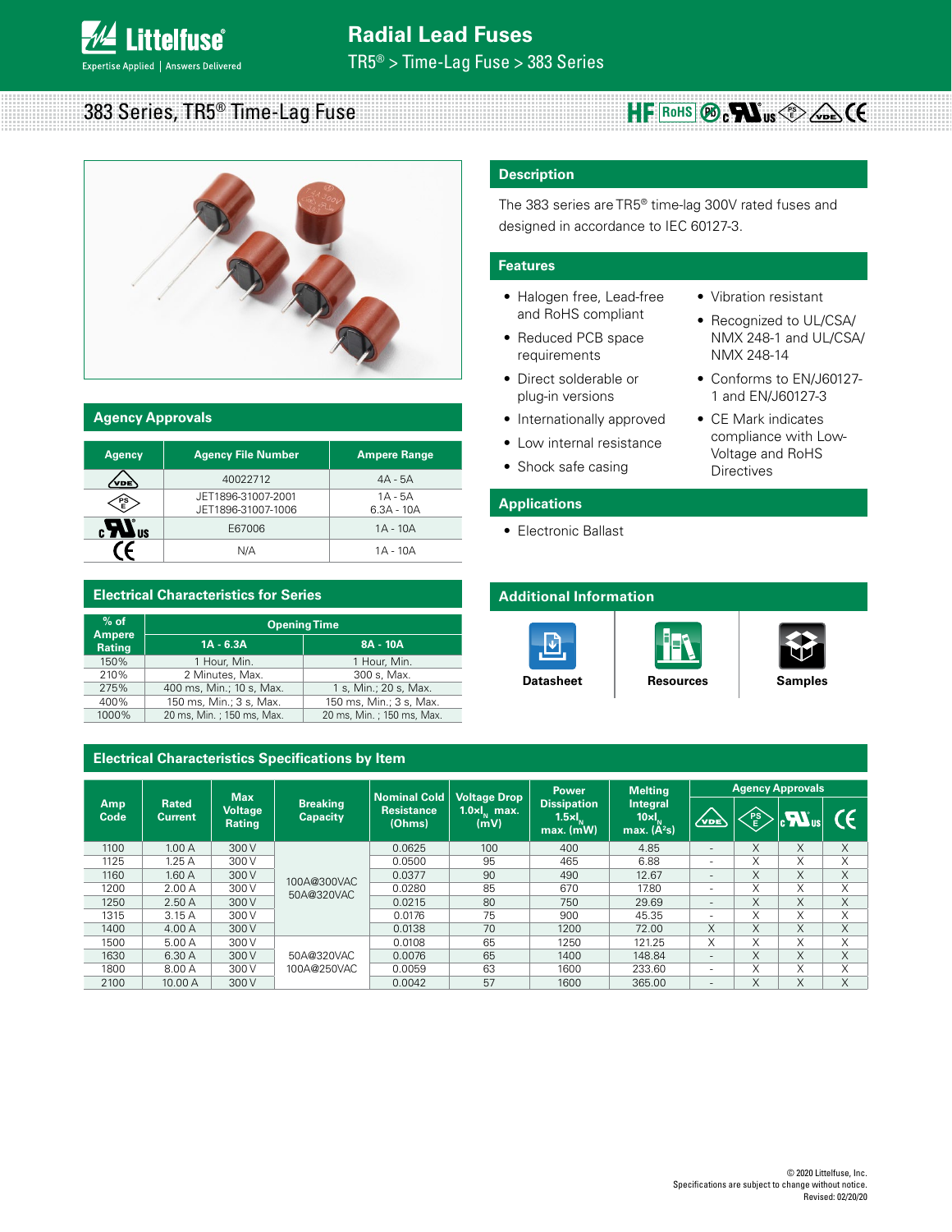Radial Lead Fuses

TR5® > Time-Lag Fuse > 383 Series

# 383 Series, TR5® Time-Lag Fuse

## Description

The 383 series are TR5® time-lag 300V rated fuses and designed in accordance to IEC 60127-3.

## Features

- Halogen free, Lead-free and RoHS compliant
- Reduced PCB space requirements
- Direct solderable or plug-in versions
- Internationally approved
- Low internal resistance
- Shock safe casing
- Vibration resistant
- Recognized to UL/CSA/NMX 248-1 and UL/CSA/NMX 248-14
- Conforms to EN/J60127-1 and EN/J60127-3
- CE Mark indicates compliance with Low-Voltage and RoHS Directives

## Applications

- Electronic Ballast

## Agency Approvals

| Agency | Agency File Number | Ampere Range |
|---|---|---|
| VDE | 40022712 | 4A - 5A |
| PSE | JET1896-31007-2001<br>JET1896-31007-1006 | 1A - 5A<br>6.3A - 10A |
| cULus | E67006 | 1A - 10A |
| CE | N/A | 1A - 10A |

## Additional Information

Datasheet | Resources | Samples

## Electrical Characteristics for Series

| % of Ampere Rating | Opening Time | |
|---|---|---|
| | 1A - 6.3A | 8A - 10A |
| 150% | 1 Hour, Min. | 1 Hour, Min. |
| 210% | 2 Minutes, Max. | 300 s, Max. |
| 275% | 400 ms, Min.; 10 s, Max. | 1 s, Min.; 20 s, Max. |
| 400% | 150 ms, Min.; 3 s, Max. | 150 ms, Min.; 3 s, Max. |
| 1000% | 20 ms, Min. ; 150 ms, Max. | 20 ms, Min. ; 150 ms, Max. |

## Electrical Characteristics Specifications by Item

| Amp Code | Rated Current | Max Voltage Rating | Breaking Capacity | Nominal Cold Resistance (Ohms) | Voltage Drop $1.0xI_N$ max. (mV) | Power Dissipation $1.5xI_N$ max. (mW) | Melting Integral $10xI_N$ max. ($A^2s$) | Agency Approvals | | | |
|---|---|---|---|---|---|---|---|---|---|---|---|
| | | | | | | | | VDE | PSE | cULus | CE |
| 1100 | 1.00 A | 300 V | 100A@300VAC<br>50A@320VAC | 0.0625 | 100 | 400 | 4.85 | - | X | X | X |
| 1125 | 1.25 A | 300 V | | 0.0500 | 95 | 465 | 6.88 | - | X | X | X |
| 1160 | 1.60 A | 300 V | | 0.0377 | 90 | 490 | 12.67 | - | X | X | X |
| 1200 | 2.00 A | 300 V | | 0.0280 | 85 | 670 | 17.80 | - | X | X | X |
| 1250 | 2.50 A | 300 V | | 0.0215 | 80 | 750 | 29.69 | - | X | X | X |
| 1315 | 3.15 A | 300 V | | 0.0176 | 75 | 900 | 45.35 | - | X | X | X |
| 1400 | 4.00 A | 300 V | | 0.0138 | 70 | 1200 | 72.00 | X | X | X | X |
| 1500 | 5.00 A | 300 V | | 0.0108 | 65 | 1250 | 121.25 | X | X | X | X |
| 1630 | 6.30 A | 300 V | 50A@320VAC<br>100A@250VAC | 0.0076 | 65 | 1400 | 148.84 | - | X | X | X |
| 1800 | 8.00 A | 300 V | | 0.0059 | 63 | 1600 | 233.60 | - | X | X | X |
| 2100 | 10.00 A | 300 V | | 0.0042 | 57 | 1600 | 365.00 | - | X | X | X |

© 2020 Littelfuse, Inc.
Specifications are subject to change without notice.
Revised: 02/20/20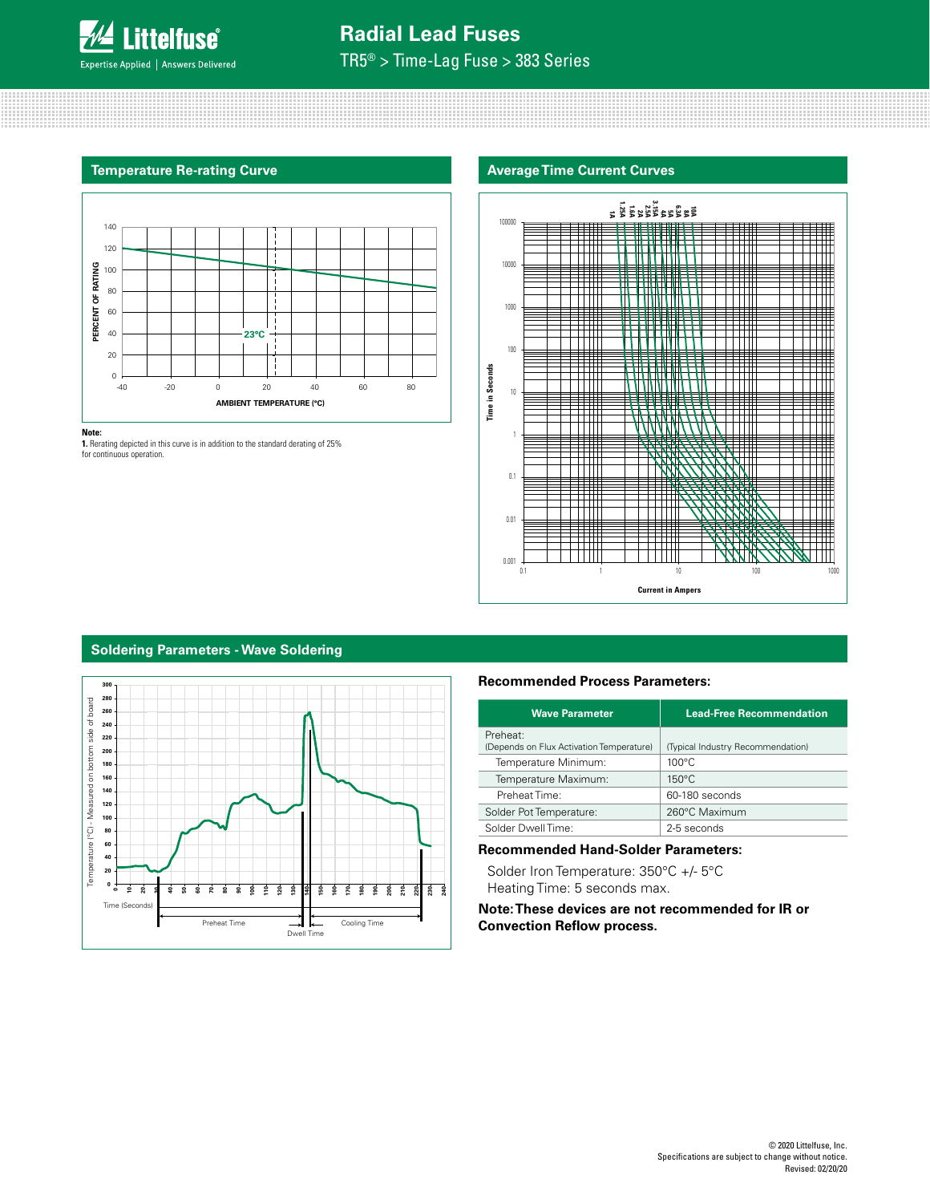## Temperature Re-rating Curve

**Note:**
**1.** Rerating depicted in this curve is in addition to the standard derating of 25% for continuous operation.

## Average Time Current Curves

## Soldering Parameters - Wave Soldering

### Recommended Process Parameters:

| Wave Parameter | Lead-Free Recommendation |
|---|---|
| Preheat: (Depends on Flux Activation Temperature) | (Typical Industry Recommendation) |
| Temperature Minimum: | 100°C |
| Temperature Maximum: | 150°C |
| Preheat Time: | 60-180 seconds |
| Solder Pot Temperature: | 260°C Maximum |
| Solder Dwell Time: | 2-5 seconds |

### Recommended Hand-Solder Parameters:

Solder Iron Temperature: 350°C +/- 5°C
Heating Time: 5 seconds max.

**Note: These devices are not recommended for IR or Convection Reflow process.**

© 2020 Littelfuse, Inc.
Specifications are subject to change without notice.
Revised: 02/20/20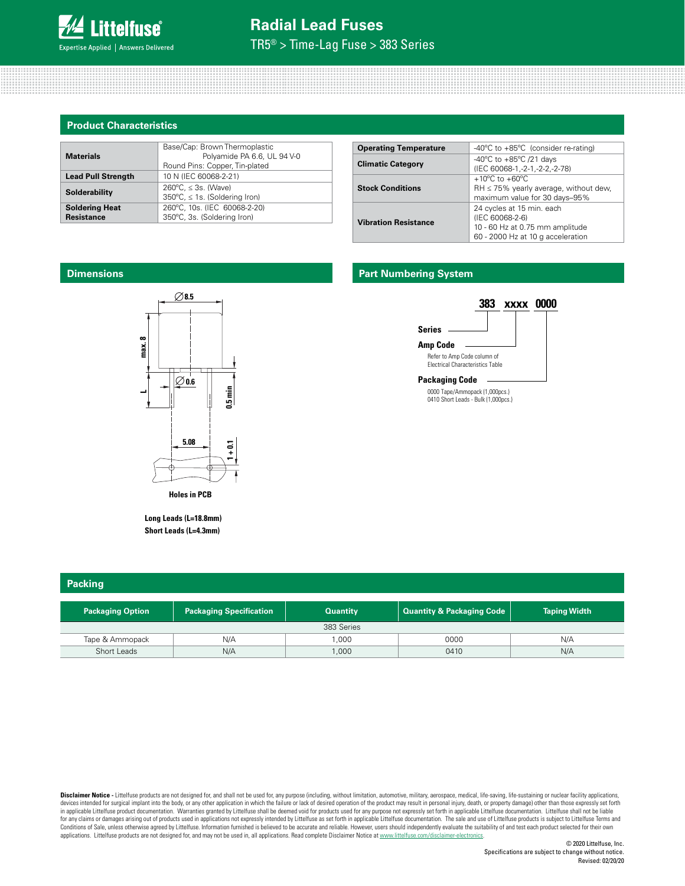## Product Characteristics

| | |
|---|---|
| **Materials** | Base/Cap: Brown Thermoplastic Polyamide PA 6.6, UL 94 V-0<br>Round Pins: Copper, Tin-plated |
| **Lead Pull Strength** | 10 N (IEC 60068-2-21) |
| **Solderability** | 260ºC, ≤ 3s. (Wave)<br>350ºC, ≤ 1s. (Soldering Iron) |
| **Soldering Heat Resistance** | 260ºC, 10s. (IEC 60068-2-20)<br>350ºC, 3s. (Soldering Iron) |

| | |
|---|---|
| **Operating Temperature** | -40ºC to +85ºC (consider re-rating) |
| **Climatic Category** | -40ºC to +85ºC /21 days<br>(IEC 60068-1,-2-1,-2-2,-2-78) |
| **Stock Conditions** | +10ºC to +60ºC<br>RH ≤ 75% yearly average, without dew, maximum value for 30 days–95% |
| **Vibration Resistance** | 24 cycles at 15 min. each<br>(IEC 60068-2-6)<br>10 - 60 Hz at 0.75 mm amplitude<br>60 - 2000 Hz at 10 g acceleration |

## Dimensions

∅8.5
max. 8
L
∅0.6
0.5 min
5.08
1 + 0.1

Holes in PCB

**Long Leads (L=18.8mm)**
**Short Leads (L=4.3mm)**

## Part Numbering System

**383 xxxx 0000**

**Series**

**Amp Code**
Refer to Amp Code column of Electrical Characteristics Table

**Packaging Code**
0000 Tape/Ammopack (1,000pcs.)
0410 Short Leads - Bulk (1,000pcs.)

## Packing

| Packaging Option | Packaging Specification | Quantity | Quantity & Packaging Code | Taping Width |
|---|---|---|---|---|
| | | 383 Series | | |
| Tape & Ammopack | N/A | 1,000 | 0000 | N/A |
| Short Leads | N/A | 1,000 | 0410 | N/A |

**Disclaimer Notice -** Littelfuse products are not designed for, and shall not be used for, any purpose (including, without limitation, automotive, military, aerospace, medical, life-saving, life-sustaining or nuclear facility applications, devices intended for surgical implant into the body, or any other application in which the failure or lack of desired operation of the product may result in personal injury, death, or property damage) other than those expressly set forth in applicable Littelfuse product documentation. Warranties granted by Littelfuse shall be deemed void for products used for any purpose not expressly set forth in applicable Littelfuse documentation. Littelfuse shall not be liable for any claims or damages arising out of products used in applications not expressly intended by Littelfuse as set forth in applicable Littelfuse documentation. The sale and use of Littelfuse products is subject to Littelfuse Terms and Conditions of Sale, unless otherwise agreed by Littelfuse. Information furnished is believed to be accurate and reliable. However, users should independently evaluate the suitability of and test each product selected for their own applications. Littelfuse products are not designed for, and may not be used in, all applications. Read complete Disclaimer Notice at www.littelfuse.com/disclaimer-electronics.

© 2020 Littelfuse, Inc.
Specifications are subject to change without notice.
Revised: 02/20/20